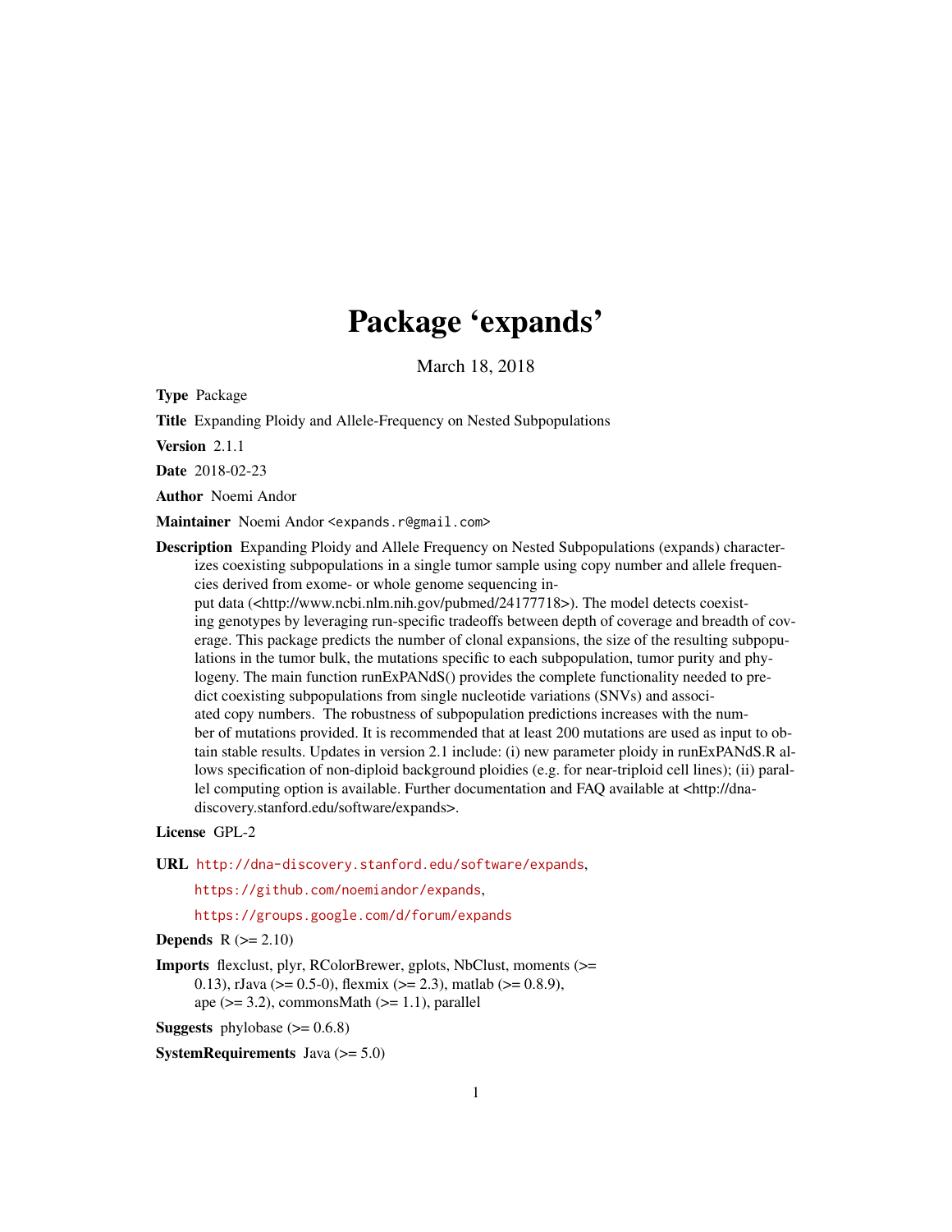# Package 'expands'

March 18, 2018

**Type** Package

**Title** Expanding Ploidy and Allele-Frequency on Nested Subpopulations

**Version** 2.1.1

**Date** 2018-02-23

**Author** Noemi Andor

**Maintainer** Noemi Andor <expands.r@gmail.com>

**Description** Expanding Ploidy and Allele Frequency on Nested Subpopulations (expands) characterizes coexisting subpopulations in a single tumor sample using copy number and allele frequencies derived from exome- or whole genome sequencing input data (<http://www.ncbi.nlm.nih.gov/pubmed/24177718>). The model detects coexisting genotypes by leveraging run-specific tradeoffs between depth of coverage and breadth of coverage. This package predicts the number of clonal expansions, the size of the resulting subpopulations in the tumor bulk, the mutations specific to each subpopulation, tumor purity and phylogeny. The main function runExPANdS() provides the complete functionality needed to predict coexisting subpopulations from single nucleotide variations (SNVs) and associated copy numbers. The robustness of subpopulation predictions increases with the number of mutations provided. It is recommended that at least 200 mutations are used as input to obtain stable results. Updates in version 2.1 include: (i) new parameter ploidy in runExPANdS.R allows specification of non-diploid background ploidies (e.g. for near-triploid cell lines); (ii) parallel computing option is available. Further documentation and FAQ available at <http://dna-discovery.stanford.edu/software/expands>.

**License** GPL-2

**URL** http://dna-discovery.stanford.edu/software/expands,
https://github.com/noemiandor/expands,
https://groups.google.com/d/forum/expands

**Depends** R (>= 2.10)

**Imports** flexclust, plyr, RColorBrewer, gplots, NbClust, moments (>= 0.13), rJava (>= 0.5-0), flexmix (>= 2.3), matlab (>= 0.8.9), ape (>= 3.2), commonsMath (>= 1.1), parallel

**Suggests** phylobase (>= 0.6.8)

**SystemRequirements** Java (>= 5.0)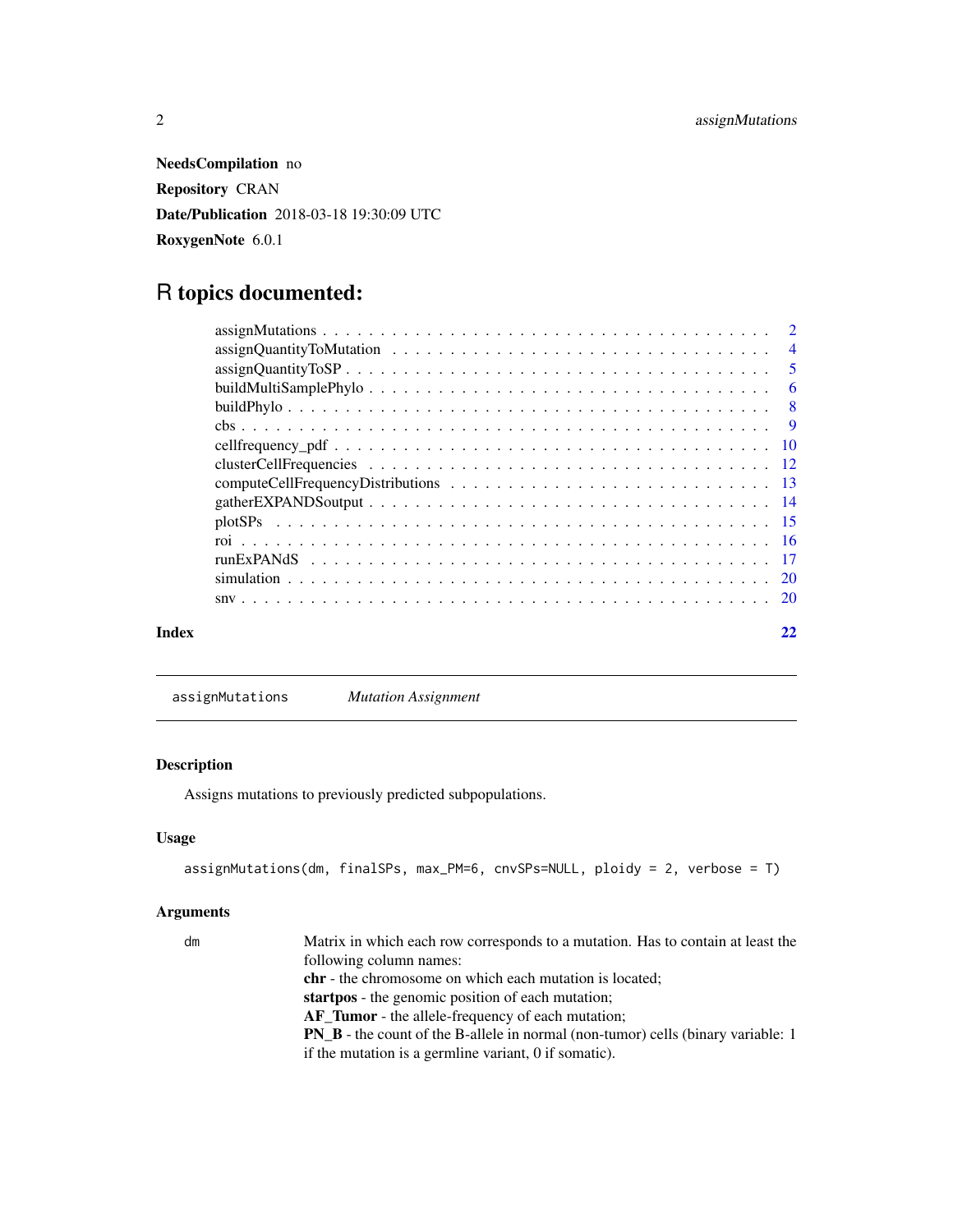**NeedsCompilation** no

**Repository** CRAN

**Date/Publication** 2018-03-18 19:30:09 UTC

**RoxygenNote** 6.0.1

# R topics documented:

| | |
|---|---|
| assignMutations | 2 |
| assignQuantityToMutation | 4 |
| assignQuantityToSP | 5 |
| buildMultiSamplePhylo | 6 |
| buildPhylo | 8 |
| cbs | 9 |
| cellfrequency_pdf | 10 |
| clusterCellFrequencies | 12 |
| computeCellFrequencyDistributions | 13 |
| gatherEXPANDSoutput | 14 |
| plotSPs | 15 |
| roi | 16 |
| runExPANdS | 17 |
| simulation | 20 |
| snv | 20 |
| **Index** | **22** |

---

## assignMutations — *Mutation Assignment*

### Description

Assigns mutations to previously predicted subpopulations.

### Usage

```
assignMutations(dm, finalSPs, max_PM=6, cnvSPs=NULL, ploidy = 2, verbose = T)
```

### Arguments

`dm` — Matrix in which each row corresponds to a mutation. Has to contain at least the following column names:
**chr** - the chromosome on which each mutation is located;
**startpos** - the genomic position of each mutation;
**AF_Tumor** - the allele-frequency of each mutation;
**PN_B** - the count of the B-allele in normal (non-tumor) cells (binary variable: 1 if the mutation is a germline variant, 0 if somatic).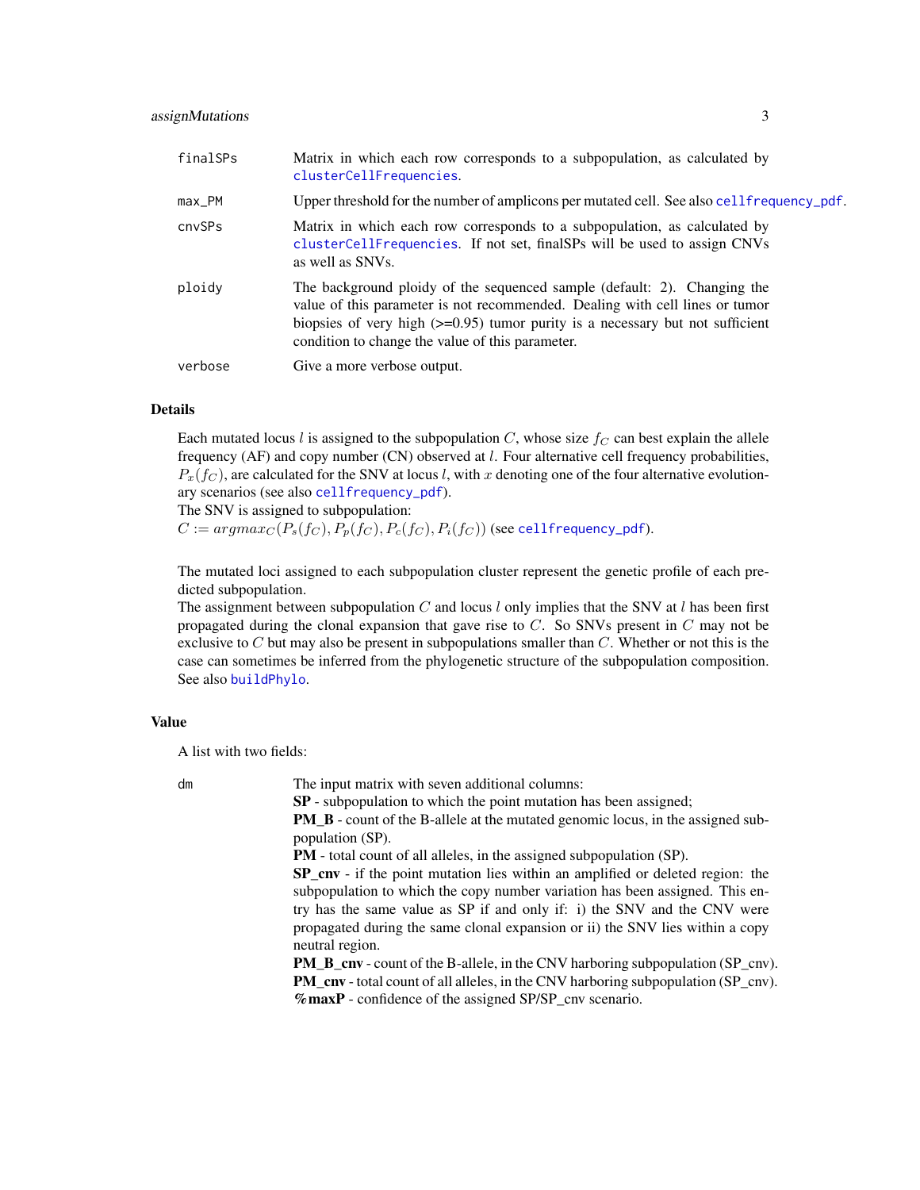| | |
|---|---|
| finalSPs | Matrix in which each row corresponds to a subpopulation, as calculated by clusterCellFrequencies. |
| max_PM | Upper threshold for the number of amplicons per mutated cell. See also cellfrequency_pdf. |
| cnvSPs | Matrix in which each row corresponds to a subpopulation, as calculated by clusterCellFrequencies. If not set, finalSPs will be used to assign CNVs as well as SNVs. |
| ploidy | The background ploidy of the sequenced sample (default: 2). Changing the value of this parameter is not recommended. Dealing with cell lines or tumor biopsies of very high (>=0.95) tumor purity is a necessary but not sufficient condition to change the value of this parameter. |
| verbose | Give a more verbose output. |

## Details

Each mutated locus $l$ is assigned to the subpopulation $C$, whose size $f_C$ can best explain the allele frequency (AF) and copy number (CN) observed at $l$. Four alternative cell frequency probabilities, $P_x(f_C)$, are calculated for the SNV at locus $l$, with $x$ denoting one of the four alternative evolutionary scenarios (see also cellfrequency_pdf).
The SNV is assigned to subpopulation:
$C := argmax_C(P_s(f_C), P_p(f_C), P_c(f_C), P_i(f_C))$ (see cellfrequency_pdf).

The mutated loci assigned to each subpopulation cluster represent the genetic profile of each predicted subpopulation.
The assignment between subpopulation $C$ and locus $l$ only implies that the SNV at $l$ has been first propagated during the clonal expansion that gave rise to $C$. So SNVs present in $C$ may not be exclusive to $C$ but may also be present in subpopulations smaller than $C$. Whether or not this is the case can sometimes be inferred from the phylogenetic structure of the subpopulation composition. See also buildPhylo.

## Value

A list with two fields:

| | |
|---|---|
| dm | The input matrix with seven additional columns:<br>**SP** - subpopulation to which the point mutation has been assigned;<br>**PM_B** - count of the B-allele at the mutated genomic locus, in the assigned subpopulation (SP).<br>**PM** - total count of all alleles, in the assigned subpopulation (SP).<br>**SP_cnv** - if the point mutation lies within an amplified or deleted region: the subpopulation to which the copy number variation has been assigned. This entry has the same value as SP if and only if: i) the SNV and the CNV were propagated during the same clonal expansion or ii) the SNV lies within a copy neutral region.<br>**PM_B_cnv** - count of the B-allele, in the CNV harboring subpopulation (SP_cnv).<br>**PM_cnv** - total count of all alleles, in the CNV harboring subpopulation (SP_cnv).<br>**%maxP** - confidence of the assigned SP/SP_cnv scenario. |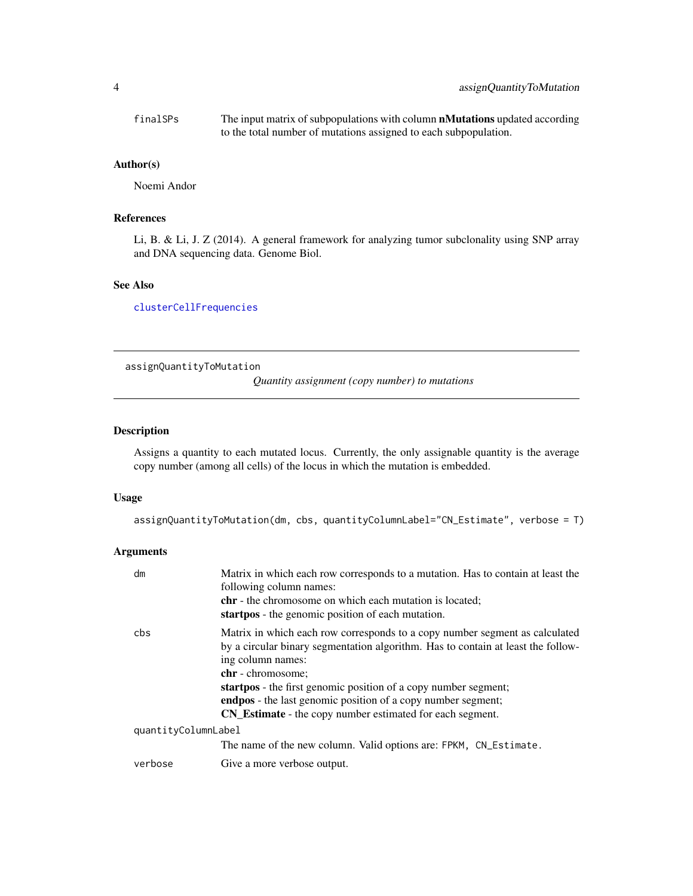finalSPs
: The input matrix of subpopulations with column **nMutations** updated according to the total number of mutations assigned to each subpopulation.

## Author(s)

Noemi Andor

## References

Li, B. & Li, J. Z (2014). A general framework for analyzing tumor subclonality using SNP array and DNA sequencing data. Genome Biol.

## See Also

`clusterCellFrequencies`

---

# assignQuantityToMutation

*Quantity assignment (copy number) to mutations*

---

## Description

Assigns a quantity to each mutated locus. Currently, the only assignable quantity is the average copy number (among all cells) of the locus in which the mutation is embedded.

## Usage

```
assignQuantityToMutation(dm, cbs, quantityColumnLabel="CN_Estimate", verbose = T)
```

## Arguments

`dm`
: Matrix in which each row corresponds to a mutation. Has to contain at least the following column names:
**chr** - the chromosome on which each mutation is located;
**startpos** - the genomic position of each mutation.

`cbs`
: Matrix in which each row corresponds to a copy number segment as calculated by a circular binary segmentation algorithm. Has to contain at least the following column names:
**chr** - chromosome;
**startpos** - the first genomic position of a copy number segment;
**endpos** - the last genomic position of a copy number segment;
**CN_Estimate** - the copy number estimated for each segment.

`quantityColumnLabel`
: The name of the new column. Valid options are: `FPKM, CN_Estimate`.

`verbose`
: Give a more verbose output.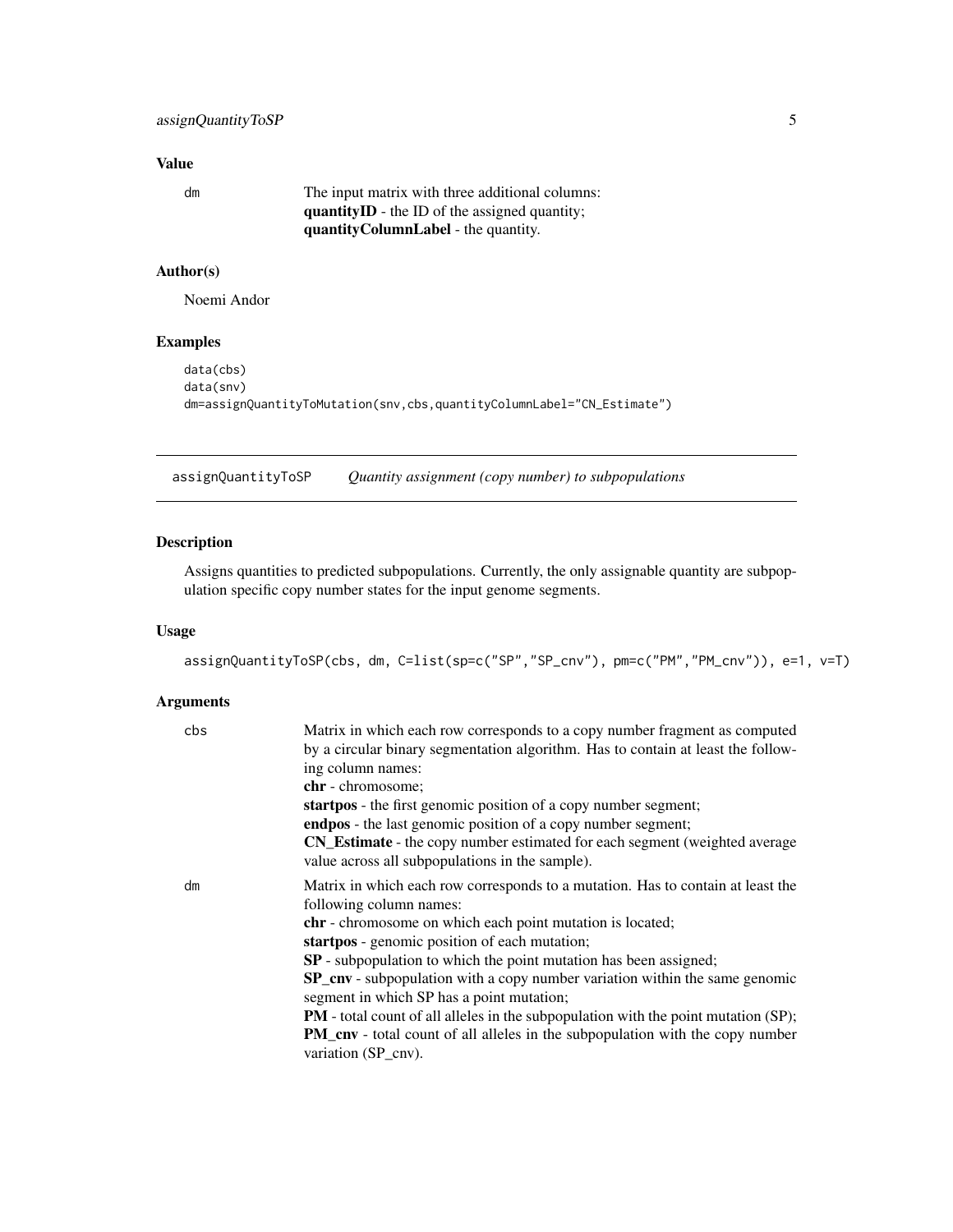## Value

| | |
|---|---|
| dm | The input matrix with three additional columns:<br>**quantityID** - the ID of the assigned quantity;<br>**quantityColumnLabel** - the quantity. |

## Author(s)

Noemi Andor

## Examples

```
data(cbs)
data(snv)
dm=assignQuantityToMutation(snv,cbs,quantityColumnLabel="CN_Estimate")
```

---

# assignQuantityToSP — *Quantity assignment (copy number) to subpopulations*

---

## Description

Assigns quantities to predicted subpopulations. Currently, the only assignable quantity are subpopulation specific copy number states for the input genome segments.

## Usage

```
assignQuantityToSP(cbs, dm, C=list(sp=c("SP","SP_cnv"), pm=c("PM","PM_cnv")), e=1, v=T)
```

## Arguments

| | |
|---|---|
| cbs | Matrix in which each row corresponds to a copy number fragment as computed by a circular binary segmentation algorithm. Has to contain at least the following column names:<br>**chr** - chromosome;<br>**startpos** - the first genomic position of a copy number segment;<br>**endpos** - the last genomic position of a copy number segment;<br>**CN_Estimate** - the copy number estimated for each segment (weighted average value across all subpopulations in the sample). |
| dm | Matrix in which each row corresponds to a mutation. Has to contain at least the following column names:<br>**chr** - chromosome on which each point mutation is located;<br>**startpos** - genomic position of each mutation;<br>**SP** - subpopulation to which the point mutation has been assigned;<br>**SP_cnv** - subpopulation with a copy number variation within the same genomic segment in which SP has a point mutation;<br>**PM** - total count of all alleles in the subpopulation with the point mutation (SP);<br>**PM_cnv** - total count of all alleles in the subpopulation with the copy number variation (SP_cnv). |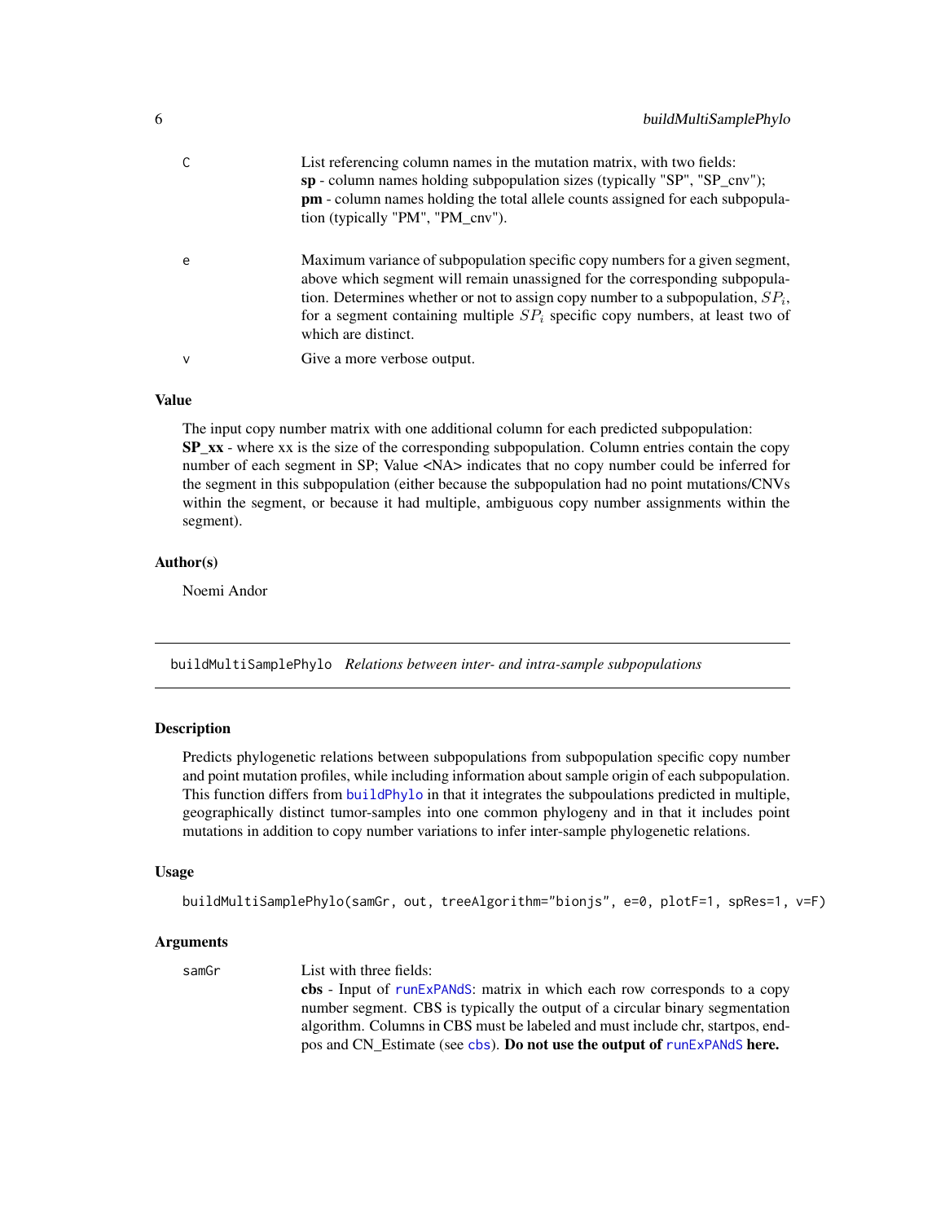| | |
|---|---|
| C | List referencing column names in the mutation matrix, with two fields: **sp** - column names holding subpopulation sizes (typically "SP", "SP_cnv"); **pm** - column names holding the total allele counts assigned for each subpopulation (typically "PM", "PM_cnv"). |
| e | Maximum variance of subpopulation specific copy numbers for a given segment, above which segment will remain unassigned for the corresponding subpopulation. Determines whether or not to assign copy number to a subpopulation, $SP_i$, for a segment containing multiple $SP_i$ specific copy numbers, at least two of which are distinct. |
| v | Give a more verbose output. |

### Value

The input copy number matrix with one additional column for each predicted subpopulation:
**SP_xx** - where xx is the size of the corresponding subpopulation. Column entries contain the copy number of each segment in SP; Value <NA> indicates that no copy number could be inferred for the segment in this subpopulation (either because the subpopulation had no point mutations/CNVs within the segment, or because it had multiple, ambiguous copy number assignments within the segment).

### Author(s)

Noemi Andor

---

## buildMultiSamplePhylo *Relations between inter- and intra-sample subpopulations*

### Description

Predicts phylogenetic relations between subpopulations from subpopulation specific copy number and point mutation profiles, while including information about sample origin of each subpopulation. This function differs from buildPhylo in that it integrates the subpoulations predicted in multiple, geographically distinct tumor-samples into one common phylogeny and in that it includes point mutations in addition to copy number variations to infer inter-sample phylogenetic relations.

### Usage

```
buildMultiSamplePhylo(samGr, out, treeAlgorithm="bionjs", e=0, plotF=1, spRes=1, v=F)
```

### Arguments

| | |
|---|---|
| samGr | List with three fields: **cbs** - Input of runExPANdS: matrix in which each row corresponds to a copy number segment. CBS is typically the output of a circular binary segmentation algorithm. Columns in CBS must be labeled and must include chr, startpos, endpos and CN_Estimate (see cbs). **Do not use the output of runExPANdS here.** |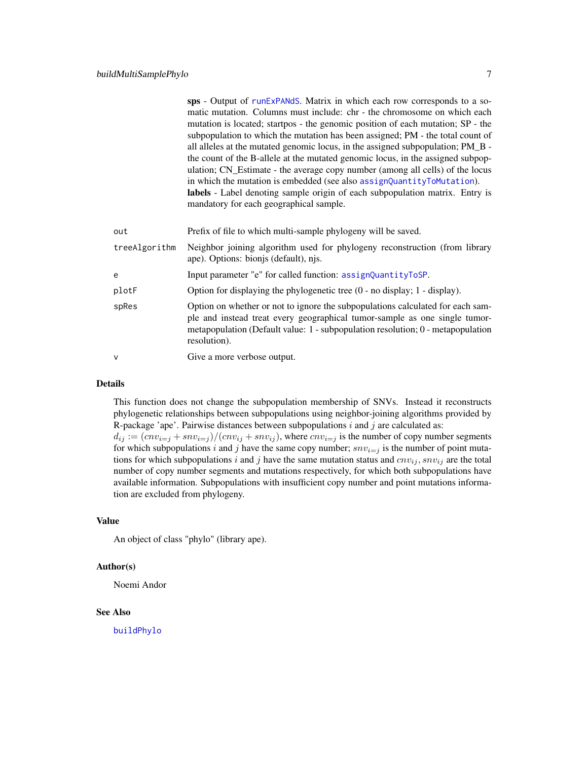**sps** - Output of runExPANdS. Matrix in which each row corresponds to a somatic mutation. Columns must include: chr - the chromosome on which each mutation is located; startpos - the genomic position of each mutation; SP - the subpopulation to which the mutation has been assigned; PM - the total count of all alleles at the mutated genomic locus, in the assigned subpopulation; PM_B - the count of the B-allele at the mutated genomic locus, in the assigned subpopulation; CN_Estimate - the average copy number (among all cells) of the locus in which the mutation is embedded (see also assignQuantityToMutation).
**labels** - Label denoting sample origin of each subpopulation matrix. Entry is mandatory for each geographical sample.

| | |
|---|---|
| `out` | Prefix of file to which multi-sample phylogeny will be saved. |
| `treeAlgorithm` | Neighbor joining algorithm used for phylogeny reconstruction (from library ape). Options: bionjs (default), njs. |
| `e` | Input parameter "e" for called function: assignQuantityToSP. |
| `plotF` | Option for displaying the phylogenetic tree (0 - no display; 1 - display). |
| `spRes` | Option on whether or not to ignore the subpopulations calculated for each sample and instead treat every geographical tumor-sample as one single tumor-metapopulation (Default value: 1 - subpopulation resolution; 0 - metapopulation resolution). |
| `v` | Give a more verbose output. |

## Details

This function does not change the subpopulation membership of SNVs. Instead it reconstructs phylogenetic relationships between subpopulations using neighbor-joining algorithms provided by R-package 'ape'. Pairwise distances between subpopulations $i$ and $j$ are calculated as:
$d_{ij} := (cnv_{i=j} + snv_{i=j})/(cnv_{ij} + snv_{ij})$, where $cnv_{i=j}$ is the number of copy number segments for which subpopulations $i$ and $j$ have the same copy number; $snv_{i=j}$ is the number of point mutations for which subpopulations $i$ and $j$ have the same mutation status and $cnv_{ij}, snv_{ij}$ are the total number of copy number segments and mutations respectively, for which both subpopulations have available information. Subpopulations with insufficient copy number and point mutations information are excluded from phylogeny.

## Value

An object of class "phylo" (library ape).

## Author(s)

Noemi Andor

## See Also

buildPhylo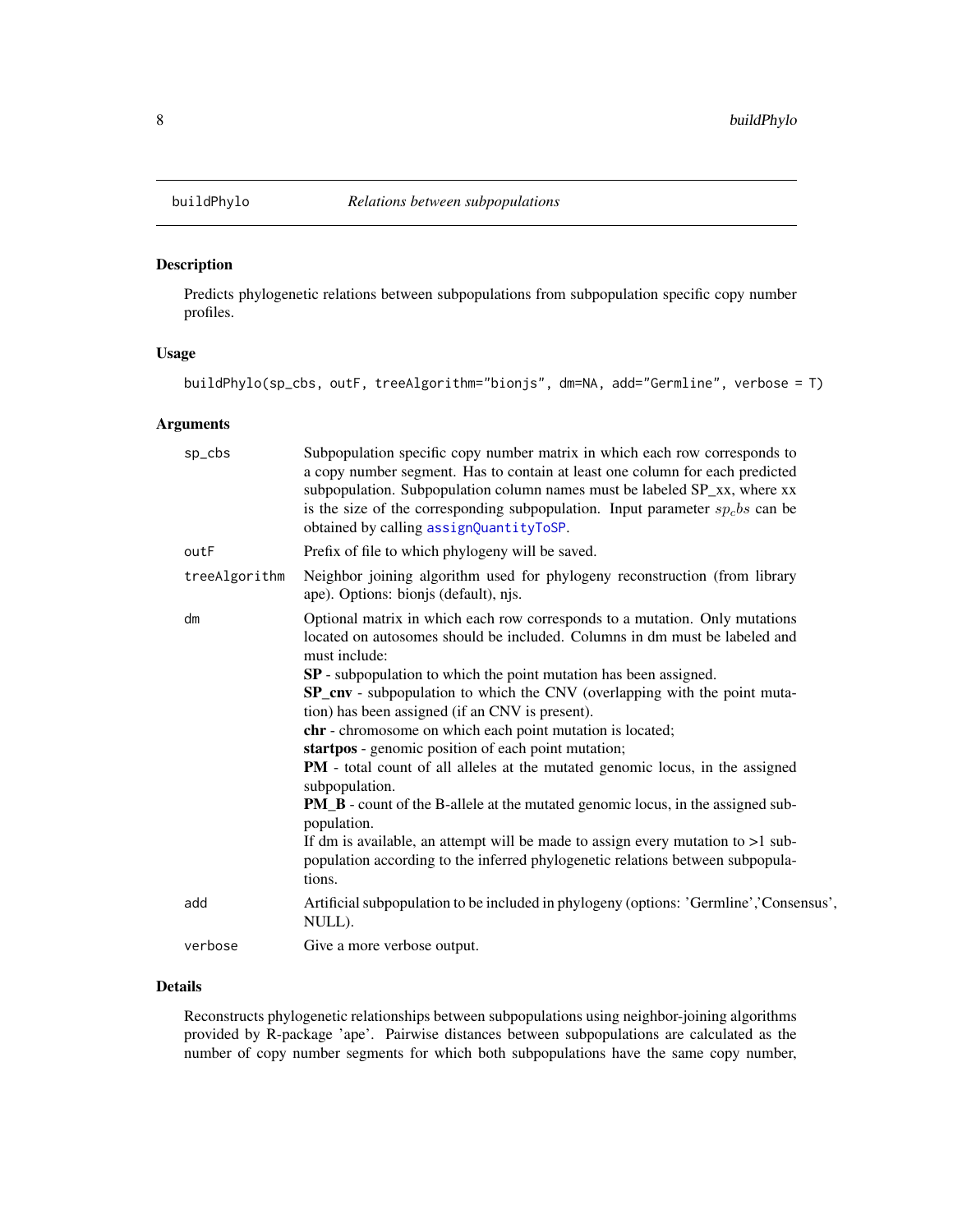# buildPhylo *Relations between subpopulations*

## Description

Predicts phylogenetic relations between subpopulations from subpopulation specific copy number profiles.

## Usage

```
buildPhylo(sp_cbs, outF, treeAlgorithm="bionjs", dm=NA, add="Germline", verbose = T)
```

## Arguments

| | |
|---|---|
| sp_cbs | Subpopulation specific copy number matrix in which each row corresponds to a copy number segment. Has to contain at least one column for each predicted subpopulation. Subpopulation column names must be labeled SP_xx, where xx is the size of the corresponding subpopulation. Input parameter $sp_cbs$ can be obtained by calling assignQuantityToSP. |
| outF | Prefix of file to which phylogeny will be saved. |
| treeAlgorithm | Neighbor joining algorithm used for phylogeny reconstruction (from library ape). Options: bionjs (default), njs. |
| dm | Optional matrix in which each row corresponds to a mutation. Only mutations located on autosomes should be included. Columns in dm must be labeled and must include:<br>**SP** - subpopulation to which the point mutation has been assigned.<br>**SP_cnv** - subpopulation to which the CNV (overlapping with the point mutation) has been assigned (if an CNV is present).<br>**chr** - chromosome on which each point mutation is located;<br>**startpos** - genomic position of each point mutation;<br>**PM** - total count of all alleles at the mutated genomic locus, in the assigned subpopulation.<br>**PM_B** - count of the B-allele at the mutated genomic locus, in the assigned subpopulation.<br>If dm is available, an attempt will be made to assign every mutation to >1 subpopulation according to the inferred phylogenetic relations between subpopulations. |
| add | Artificial subpopulation to be included in phylogeny (options: 'Germline','Consensus', NULL). |
| verbose | Give a more verbose output. |

## Details

Reconstructs phylogenetic relationships between subpopulations using neighbor-joining algorithms provided by R-package 'ape'. Pairwise distances between subpopulations are calculated as the number of copy number segments for which both subpopulations have the same copy number,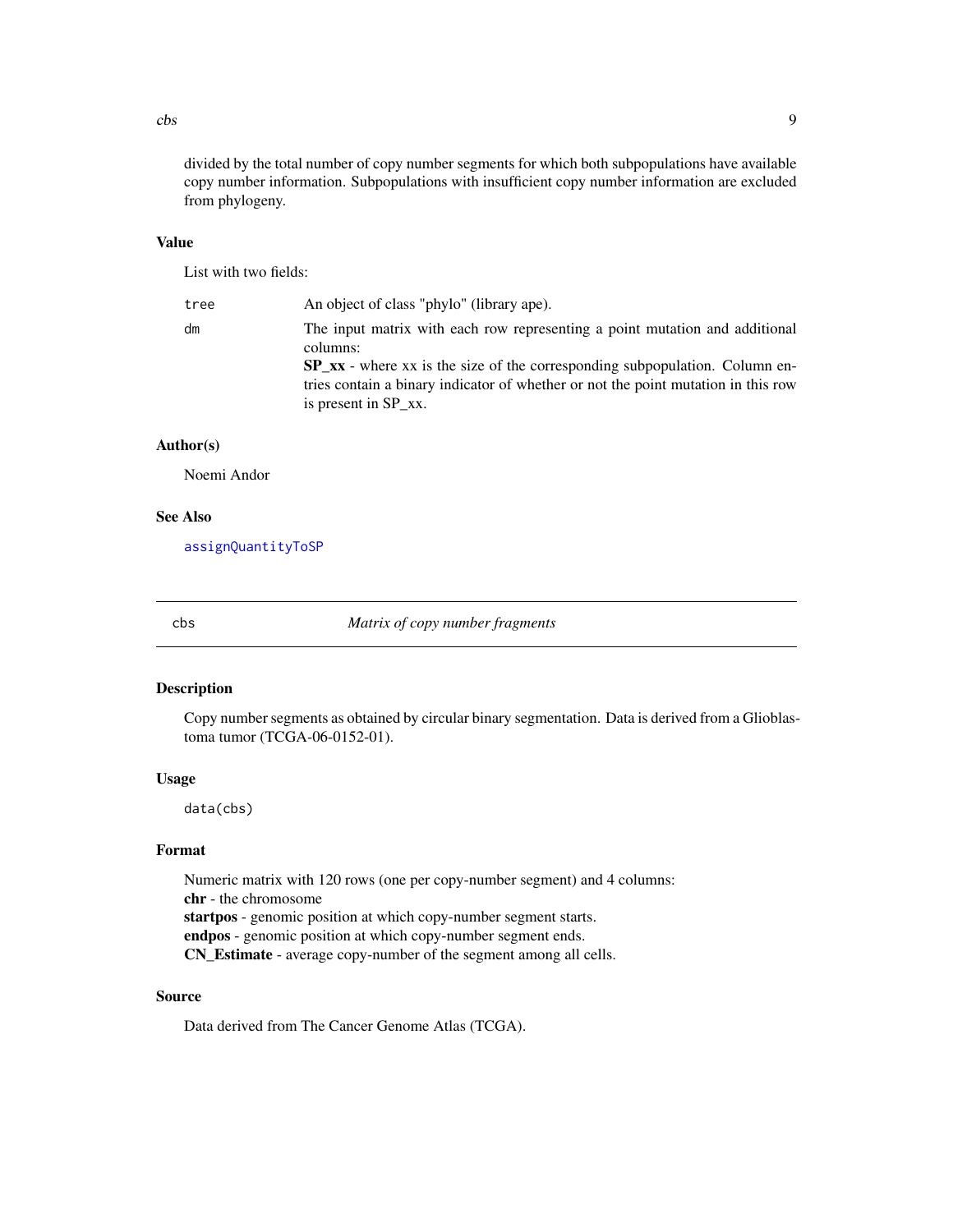divided by the total number of copy number segments for which both subpopulations have available copy number information. Subpopulations with insufficient copy number information are excluded from phylogeny.

### Value

List with two fields:

| | |
|---|---|
| tree | An object of class "phylo" (library ape). |
| dm | The input matrix with each row representing a point mutation and additional columns:<br>**SP_xx** - where xx is the size of the corresponding subpopulation. Column entries contain a binary indicator of whether or not the point mutation in this row is present in SP_xx. |

### Author(s)

Noemi Andor

### See Also

assignQuantityToSP

---

## cbs — *Matrix of copy number fragments*

### Description

Copy number segments as obtained by circular binary segmentation. Data is derived from a Glioblastoma tumor (TCGA-06-0152-01).

### Usage

```
data(cbs)
```

### Format

Numeric matrix with 120 rows (one per copy-number segment) and 4 columns:
**chr** - the chromosome
**startpos** - genomic position at which copy-number segment starts.
**endpos** - genomic position at which copy-number segment ends.
**CN_Estimate** - average copy-number of the segment among all cells.

### Source

Data derived from The Cancer Genome Atlas (TCGA).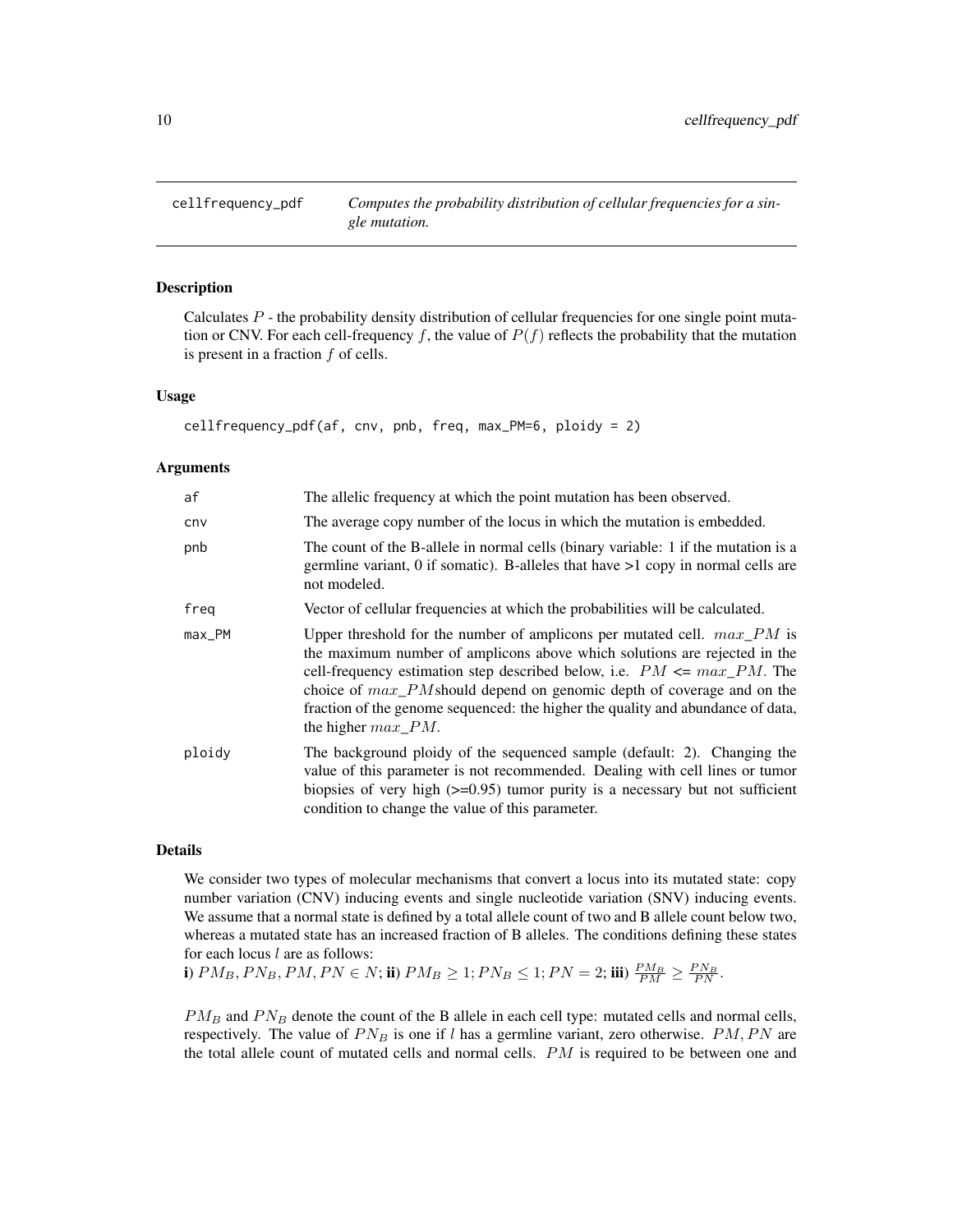# cellfrequency_pdf

*Computes the probability distribution of cellular frequencies for a single mutation.*

## Description

Calculates $P$ - the probability density distribution of cellular frequencies for one single point mutation or CNV. For each cell-frequency $f$, the value of $P(f)$ reflects the probability that the mutation is present in a fraction $f$ of cells.

## Usage

```
cellfrequency_pdf(af, cnv, pnb, freq, max_PM=6, ploidy = 2)
```

## Arguments

| | |
|---|---|
| af | The allelic frequency at which the point mutation has been observed. |
| cnv | The average copy number of the locus in which the mutation is embedded. |
| pnb | The count of the B-allele in normal cells (binary variable: 1 if the mutation is a germline variant, 0 if somatic). B-alleles that have >1 copy in normal cells are not modeled. |
| freq | Vector of cellular frequencies at which the probabilities will be calculated. |
| max_PM | Upper threshold for the number of amplicons per mutated cell. $max\_PM$ is the maximum number of amplicons above which solutions are rejected in the cell-frequency estimation step described below, i.e. $PM <= max\_PM$. The choice of $max\_PM$should depend on genomic depth of coverage and on the fraction of the genome sequenced: the higher the quality and abundance of data, the higher $max\_PM$. |
| ploidy | The background ploidy of the sequenced sample (default: 2). Changing the value of this parameter is not recommended. Dealing with cell lines or tumor biopsies of very high (>=0.95) tumor purity is a necessary but not sufficient condition to change the value of this parameter. |

## Details

We consider two types of molecular mechanisms that convert a locus into its mutated state: copy number variation (CNV) inducing events and single nucleotide variation (SNV) inducing events. We assume that a normal state is defined by a total allele count of two and B allele count below two, whereas a mutated state has an increased fraction of B alleles. The conditions defining these states for each locus $l$ are as follows:

**i)** $PM_B, PN_B, PM, PN \in N$; **ii)** $PM_B \geq 1; PN_B \leq 1; PN = 2$; **iii)** $\frac{PM_B}{PM} \geq \frac{PN_B}{PN}$.

$PM_B$ and $PN_B$ denote the count of the B allele in each cell type: mutated cells and normal cells, respectively. The value of $PN_B$ is one if $l$ has a germline variant, zero otherwise. $PM, PN$ are the total allele count of mutated cells and normal cells. $PM$ is required to be between one and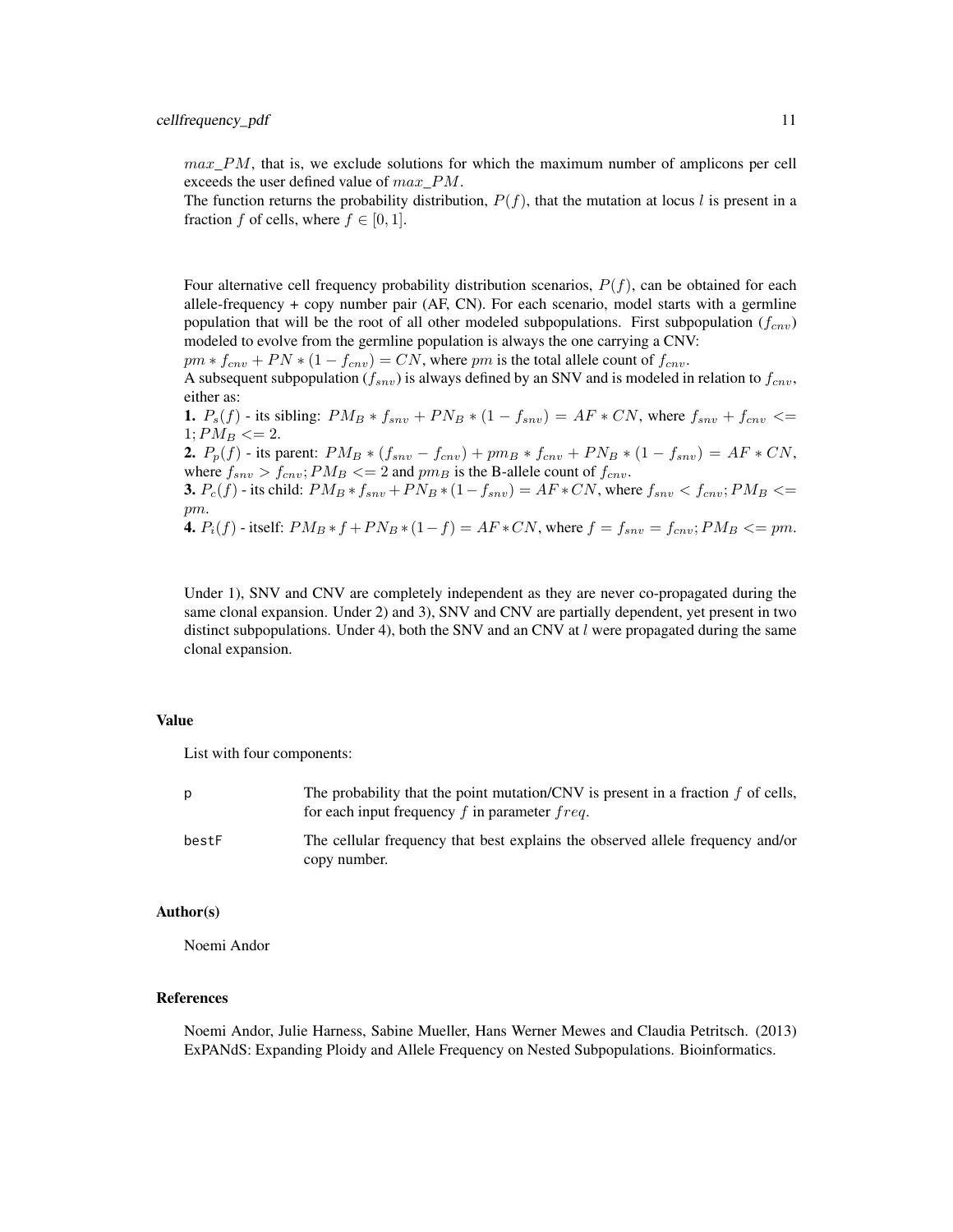$max\_PM$, that is, we exclude solutions for which the maximum number of amplicons per cell exceeds the user defined value of $max\_PM$.
The function returns the probability distribution, $P(f)$, that the mutation at locus $l$ is present in a fraction $f$ of cells, where $f \in [0, 1]$.

Four alternative cell frequency probability distribution scenarios, $P(f)$, can be obtained for each allele-frequency + copy number pair (AF, CN). For each scenario, model starts with a germline population that will be the root of all other modeled subpopulations. First subpopulation ($f_{cnv}$) modeled to evolve from the germline population is always the one carrying a CNV:
$pm * f_{cnv} + PN * (1 - f_{cnv}) = CN$, where $pm$ is the total allele count of $f_{cnv}$.
A subsequent subpopulation ($f_{snv}$) is always defined by an SNV and is modeled in relation to $f_{cnv}$, either as:
**1.** $P_s(f)$ - its sibling: $PM_B * f_{snv} + PN_B * (1 - f_{snv}) = AF * CN$, where $f_{snv} + f_{cnv} <= 1; PM_B <= 2$.
**2.** $P_p(f)$ - its parent: $PM_B * (f_{snv} - f_{cnv}) + pm_B * f_{cnv} + PN_B * (1 - f_{snv}) = AF * CN$, where $f_{snv} > f_{cnv}; PM_B <= 2$ and $pm_B$ is the B-allele count of $f_{cnv}$.
**3.** $P_c(f)$ - its child: $PM_B * f_{snv} + PN_B * (1 - f_{snv}) = AF * CN$, where $f_{snv} < f_{cnv}; PM_B <= pm$.
**4.** $P_i(f)$ - itself: $PM_B * f + PN_B * (1 - f) = AF * CN$, where $f = f_{snv} = f_{cnv}; PM_B <= pm$.

Under 1), SNV and CNV are completely independent as they are never co-propagated during the same clonal expansion. Under 2) and 3), SNV and CNV are partially dependent, yet present in two distinct subpopulations. Under 4), both the SNV and an CNV at $l$ were propagated during the same clonal expansion.

## Value

List with four components:

| | |
|---|---|
| p | The probability that the point mutation/CNV is present in a fraction $f$ of cells, for each input frequency $f$ in parameter $freq$. |
| bestF | The cellular frequency that best explains the observed allele frequency and/or copy number. |

## Author(s)

Noemi Andor

## References

Noemi Andor, Julie Harness, Sabine Mueller, Hans Werner Mewes and Claudia Petritsch. (2013) ExPANdS: Expanding Ploidy and Allele Frequency on Nested Subpopulations. Bioinformatics.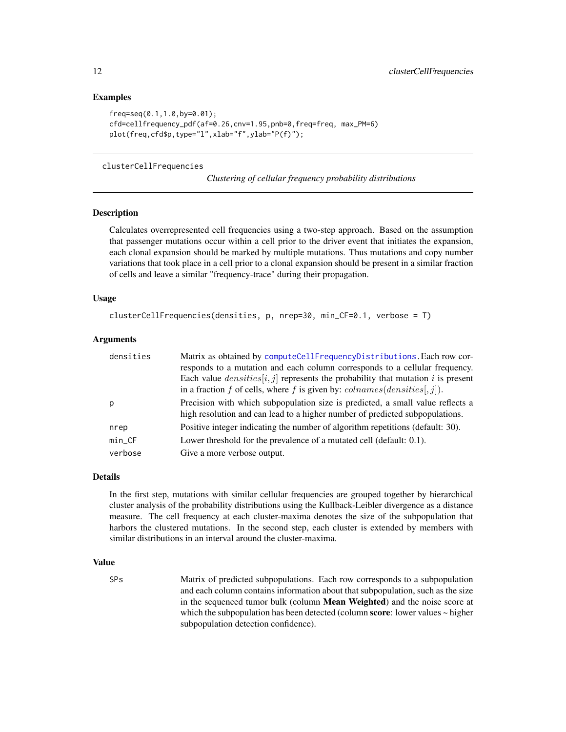## Examples

```
freq=seq(0.1,1.0,by=0.01);
cfd=cellfrequency_pdf(af=0.26,cnv=1.95,pnb=0,freq=freq, max_PM=6)
plot(freq,cfd$p,type="l",xlab="f",ylab="P(f)");
```

---

# clusterCellFrequencies

*Clustering of cellular frequency probability distributions*

## Description

Calculates overrepresented cell frequencies using a two-step approach. Based on the assumption that passenger mutations occur within a cell prior to the driver event that initiates the expansion, each clonal expansion should be marked by multiple mutations. Thus mutations and copy number variations that took place in a cell prior to a clonal expansion should be present in a similar fraction of cells and leave a similar "frequency-trace" during their propagation.

## Usage

```
clusterCellFrequencies(densities, p, nrep=30, min_CF=0.1, verbose = T)
```

## Arguments

| | |
|---|---|
| `densities` | Matrix as obtained by `computeCellFrequencyDistributions`. Each row corresponds to a mutation and each column corresponds to a cellular frequency. Each value $densities[i, j]$ represents the probability that mutation $i$ is present in a fraction $f$ of cells, where $f$ is given by: $colnames(densities[, j])$. |
| `p` | Precision with which subpopulation size is predicted, a small value reflects a high resolution and can lead to a higher number of predicted subpopulations. |
| `nrep` | Positive integer indicating the number of algorithm repetitions (default: 30). |
| `min_CF` | Lower threshold for the prevalence of a mutated cell (default: 0.1). |
| `verbose` | Give a more verbose output. |

## Details

In the first step, mutations with similar cellular frequencies are grouped together by hierarchical cluster analysis of the probability distributions using the Kullback-Leibler divergence as a distance measure. The cell frequency at each cluster-maxima denotes the size of the subpopulation that harbors the clustered mutations. In the second step, each cluster is extended by members with similar distributions in an interval around the cluster-maxima.

## Value

| | |
|---|---|
| `SPs` | Matrix of predicted subpopulations. Each row corresponds to a subpopulation and each column contains information about that subpopulation, such as the size in the sequenced tumor bulk (column **Mean Weighted**) and the noise score at which the subpopulation has been detected (column **score**: lower values ~ higher subpopulation detection confidence). |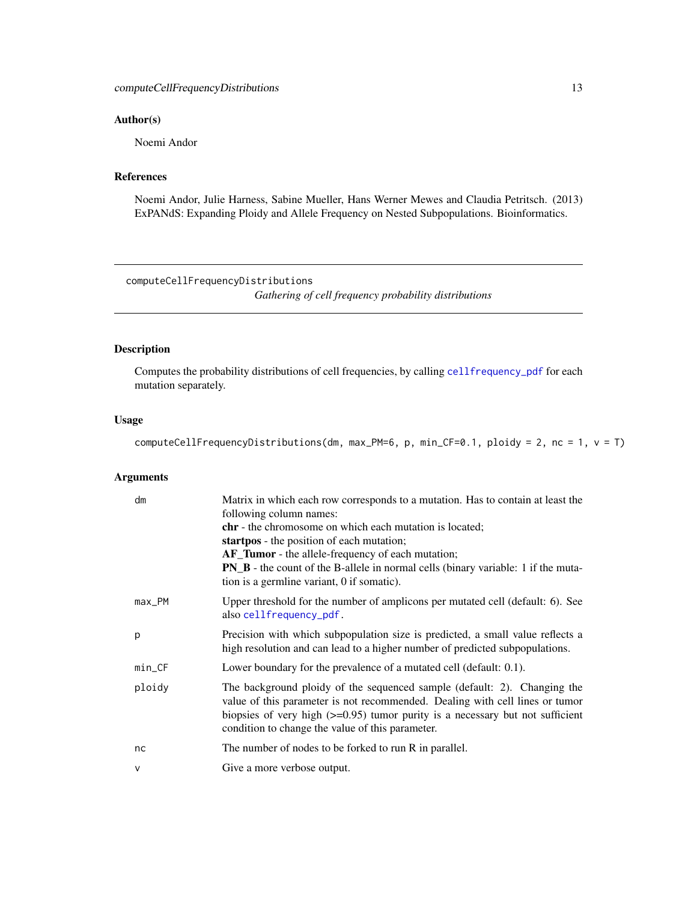### Author(s)

Noemi Andor

### References

Noemi Andor, Julie Harness, Sabine Mueller, Hans Werner Mewes and Claudia Petritsch. (2013) ExPANdS: Expanding Ploidy and Allele Frequency on Nested Subpopulations. Bioinformatics.

---

## computeCellFrequencyDistributions

*Gathering of cell frequency probability distributions*

---

### Description

Computes the probability distributions of cell frequencies, by calling `cellfrequency_pdf` for each mutation separately.

### Usage

```
computeCellFrequencyDistributions(dm, max_PM=6, p, min_CF=0.1, ploidy = 2, nc = 1, v = T)
```

### Arguments

| | |
|---|---|
| `dm` | Matrix in which each row corresponds to a mutation. Has to contain at least the following column names:<br>**chr** - the chromosome on which each mutation is located;<br>**startpos** - the position of each mutation;<br>**AF_Tumor** - the allele-frequency of each mutation;<br>**PN_B** - the count of the B-allele in normal cells (binary variable: 1 if the mutation is a germline variant, 0 if somatic). |
| `max_PM` | Upper threshold for the number of amplicons per mutated cell (default: 6). See also `cellfrequency_pdf`. |
| `p` | Precision with which subpopulation size is predicted, a small value reflects a high resolution and can lead to a higher number of predicted subpopulations. |
| `min_CF` | Lower boundary for the prevalence of a mutated cell (default: 0.1). |
| `ploidy` | The background ploidy of the sequenced sample (default: 2). Changing the value of this parameter is not recommended. Dealing with cell lines or tumor biopsies of very high (>=0.95) tumor purity is a necessary but not sufficient condition to change the value of this parameter. |
| `nc` | The number of nodes to be forked to run R in parallel. |
| `v` | Give a more verbose output. |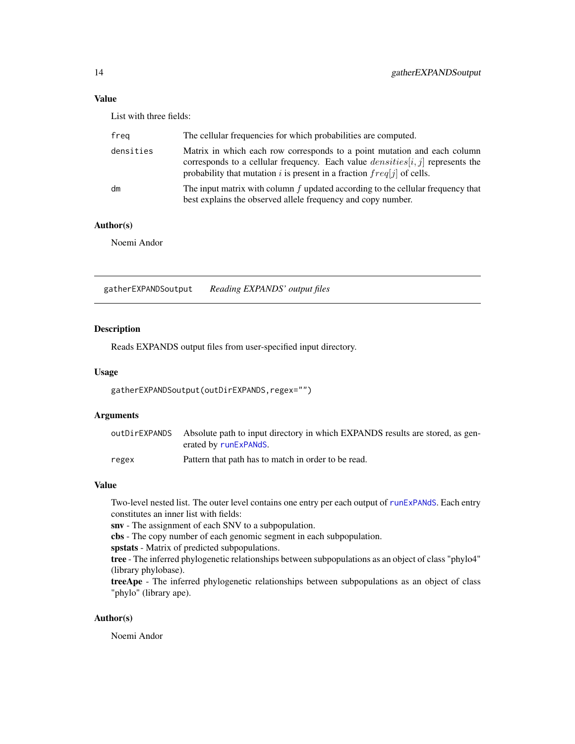### Value

List with three fields:

| | |
|---|---|
| freq | The cellular frequencies for which probabilities are computed. |
| densities | Matrix in which each row corresponds to a point mutation and each column corresponds to a cellular frequency. Each value $densities[i, j]$ represents the probability that mutation $i$ is present in a fraction $freq[j]$ of cells. |
| dm | The input matrix with column $f$ updated according to the cellular frequency that best explains the observed allele frequency and copy number. |

### Author(s)

Noemi Andor

---

## gatherEXPANDSoutput *Reading EXPANDS' output files*

---

### Description

Reads EXPANDS output files from user-specified input directory.

### Usage

```
gatherEXPANDSoutput(outDirEXPANDS,regex="")
```

### Arguments

| | |
|---|---|
| outDirEXPANDS | Absolute path to input directory in which EXPANDS results are stored, as generated by runExPANdS. |
| regex | Pattern that path has to match in order to be read. |

### Value

Two-level nested list. The outer level contains one entry per each output of runExPANdS. Each entry constitutes an inner list with fields:
**snv** - The assignment of each SNV to a subpopulation.
**cbs** - The copy number of each genomic segment in each subpopulation.
**spstats** - Matrix of predicted subpopulations.
**tree** - The inferred phylogenetic relationships between subpopulations as an object of class "phylo4" (library phylobase).
**treeApe** - The inferred phylogenetic relationships between subpopulations as an object of class "phylo" (library ape).

### Author(s)

Noemi Andor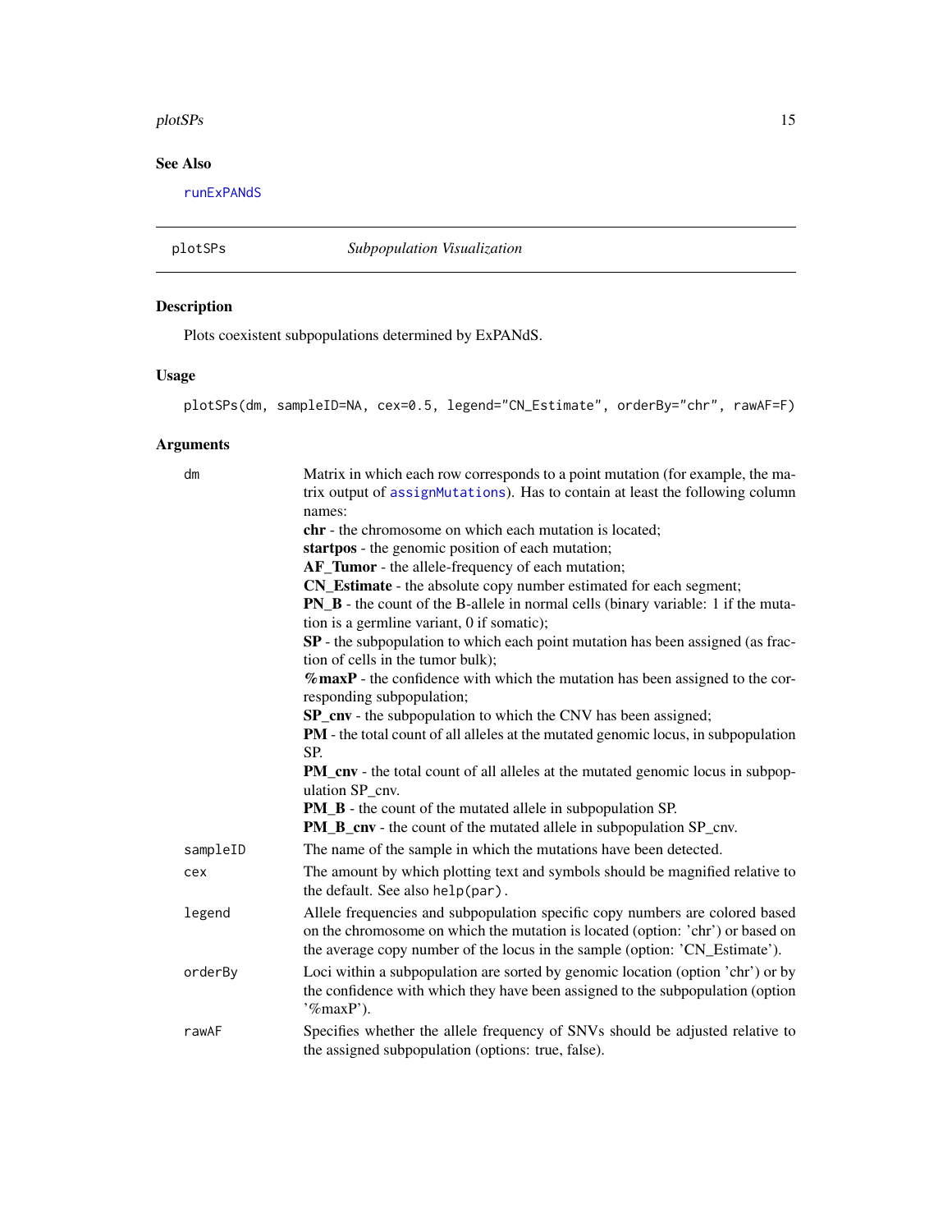## See Also

runExPANdS

---

plotSPs — *Subpopulation Visualization*

---

### Description

Plots coexistent subpopulations determined by ExPANdS.

### Usage

```
plotSPs(dm, sampleID=NA, cex=0.5, legend="CN_Estimate", orderBy="chr", rawAF=F)
```

### Arguments

- `dm` — Matrix in which each row corresponds to a point mutation (for example, the matrix output of `assignMutations`). Has to contain at least the following column names:
  **chr** - the chromosome on which each mutation is located;
  **startpos** - the genomic position of each mutation;
  **AF_Tumor** - the allele-frequency of each mutation;
  **CN_Estimate** - the absolute copy number estimated for each segment;
  **PN_B** - the count of the B-allele in normal cells (binary variable: 1 if the mutation is a germline variant, 0 if somatic);
  **SP** - the subpopulation to which each point mutation has been assigned (as fraction of cells in the tumor bulk);
  **%maxP** - the confidence with which the mutation has been assigned to the corresponding subpopulation;
  **SP_cnv** - the subpopulation to which the CNV has been assigned;
  **PM** - the total count of all alleles at the mutated genomic locus, in subpopulation SP.
  **PM_cnv** - the total count of all alleles at the mutated genomic locus in subpopulation SP_cnv.
  **PM_B** - the count of the mutated allele in subpopulation SP.
  **PM_B_cnv** - the count of the mutated allele in subpopulation SP_cnv.
- `sampleID` — The name of the sample in which the mutations have been detected.
- `cex` — The amount by which plotting text and symbols should be magnified relative to the default. See also `help(par)`.
- `legend` — Allele frequencies and subpopulation specific copy numbers are colored based on the chromosome on which the mutation is located (option: 'chr') or based on the average copy number of the locus in the sample (option: 'CN_Estimate').
- `orderBy` — Loci within a subpopulation are sorted by genomic location (option 'chr') or by the confidence with which they have been assigned to the subpopulation (option '%maxP').
- `rawAF` — Specifies whether the allele frequency of SNVs should be adjusted relative to the assigned subpopulation (options: true, false).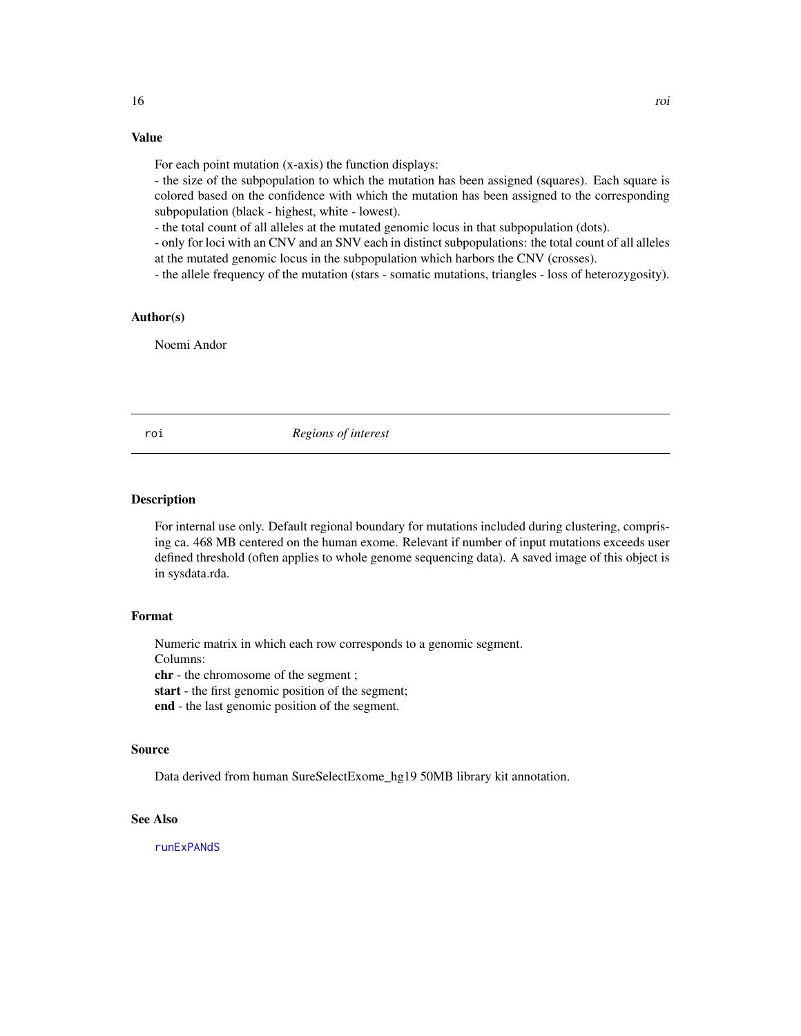## Value

For each point mutation (x-axis) the function displays:
- the size of the subpopulation to which the mutation has been assigned (squares). Each square is colored based on the confidence with which the mutation has been assigned to the corresponding subpopulation (black - highest, white - lowest).
- the total count of all alleles at the mutated genomic locus in that subpopulation (dots).
- only for loci with an CNV and an SNV each in distinct subpopulations: the total count of all alleles at the mutated genomic locus in the subpopulation which harbors the CNV (crosses).
- the allele frequency of the mutation (stars - somatic mutations, triangles - loss of heterozygosity).

## Author(s)

Noemi Andor

---

# roi — *Regions of interest*

## Description

For internal use only. Default regional boundary for mutations included during clustering, comprising ca. 468 MB centered on the human exome. Relevant if number of input mutations exceeds user defined threshold (often applies to whole genome sequencing data). A saved image of this object is in sysdata.rda.

## Format

Numeric matrix in which each row corresponds to a genomic segment.
Columns:
**chr** - the chromosome of the segment ;
**start** - the first genomic position of the segment;
**end** - the last genomic position of the segment.

## Source

Data derived from human SureSelectExome_hg19 50MB library kit annotation.

## See Also

runExPANdS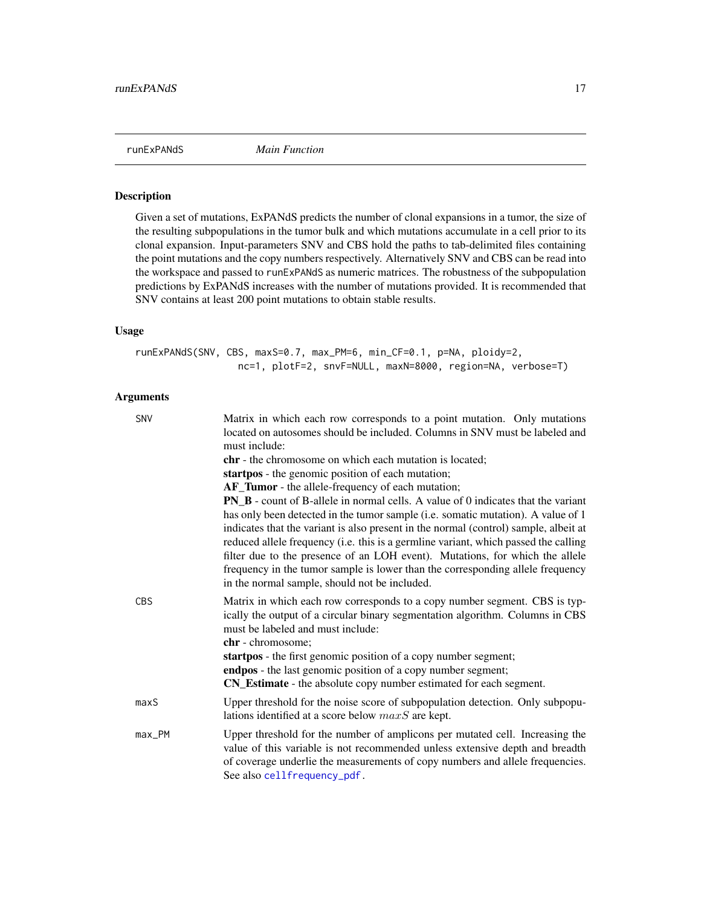runExPANdS *Main Function*

## Description

Given a set of mutations, ExPANdS predicts the number of clonal expansions in a tumor, the size of the resulting subpopulations in the tumor bulk and which mutations accumulate in a cell prior to its clonal expansion. Input-parameters SNV and CBS hold the paths to tab-delimited files containing the point mutations and the copy numbers respectively. Alternatively SNV and CBS can be read into the workspace and passed to runExPANdS as numeric matrices. The robustness of the subpopulation predictions by ExPANdS increases with the number of mutations provided. It is recommended that SNV contains at least 200 point mutations to obtain stable results.

## Usage

```
runExPANdS(SNV, CBS, maxS=0.7, max_PM=6, min_CF=0.1, p=NA, ploidy=2,
                  nc=1, plotF=2, snvF=NULL, maxN=8000, region=NA, verbose=T)
```

## Arguments

SNV
: Matrix in which each row corresponds to a point mutation. Only mutations located on autosomes should be included. Columns in SNV must be labeled and must include:
**chr** - the chromosome on which each mutation is located;
**startpos** - the genomic position of each mutation;
**AF_Tumor** - the allele-frequency of each mutation;
**PN_B** - count of B-allele in normal cells. A value of 0 indicates that the variant has only been detected in the tumor sample (i.e. somatic mutation). A value of 1 indicates that the variant is also present in the normal (control) sample, albeit at reduced allele frequency (i.e. this is a germline variant, which passed the calling filter due to the presence of an LOH event). Mutations, for which the allele frequency in the tumor sample is lower than the corresponding allele frequency in the normal sample, should not be included.

CBS
: Matrix in which each row corresponds to a copy number segment. CBS is typically the output of a circular binary segmentation algorithm. Columns in CBS must be labeled and must include:
**chr** - chromosome;
**startpos** - the first genomic position of a copy number segment;
**endpos** - the last genomic position of a copy number segment;
**CN_Estimate** - the absolute copy number estimated for each segment.

maxS
: Upper threshold for the noise score of subpopulation detection. Only subpopulations identified at a score below $maxS$ are kept.

max_PM
: Upper threshold for the number of amplicons per mutated cell. Increasing the value of this variable is not recommended unless extensive depth and breadth of coverage underlie the measurements of copy numbers and allele frequencies. See also cellfrequency_pdf.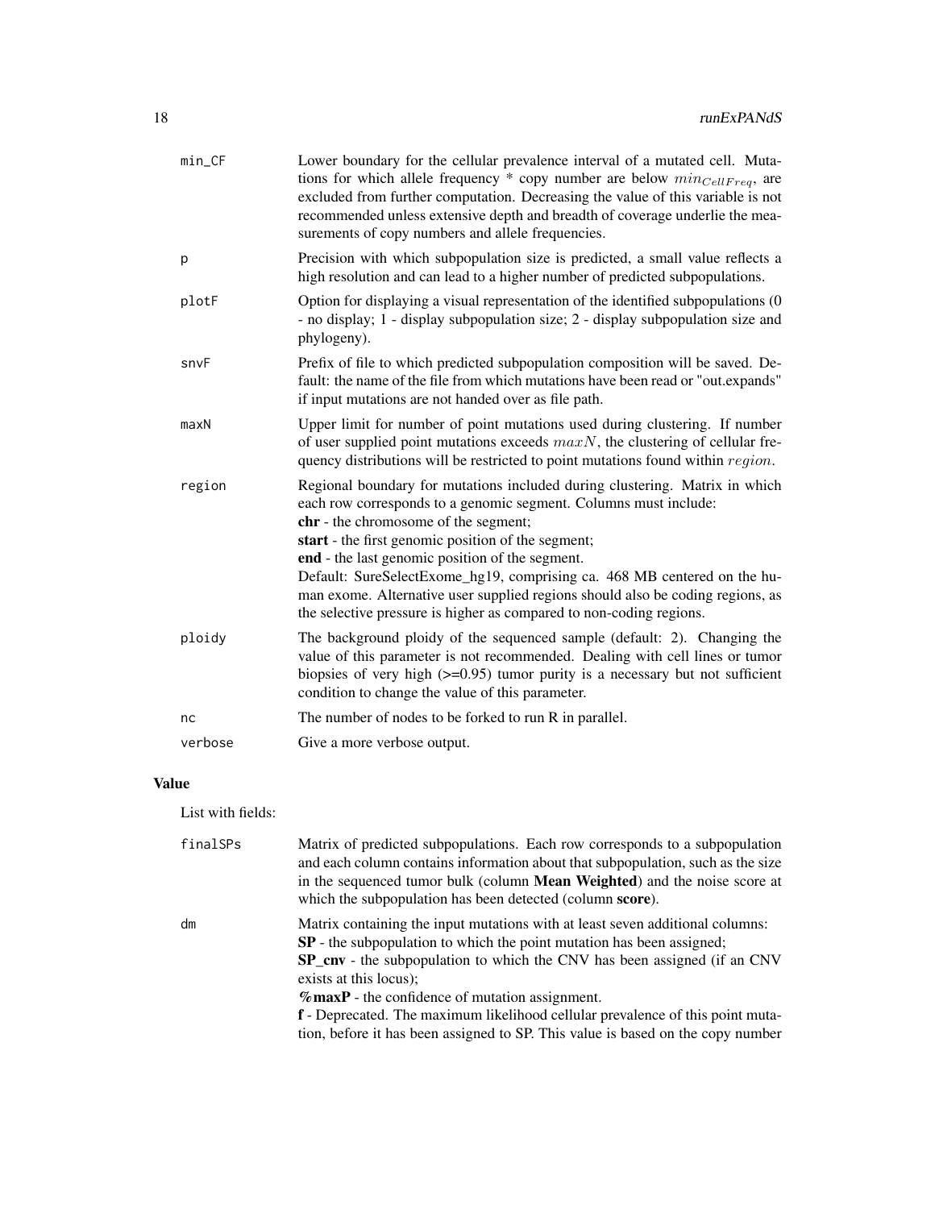| | |
|---|---|
| min_CF | Lower boundary for the cellular prevalence interval of a mutated cell. Mutations for which allele frequency * copy number are below $min_{CellFreq}$, are excluded from further computation. Decreasing the value of this variable is not recommended unless extensive depth and breadth of coverage underlie the measurements of copy numbers and allele frequencies. |
| p | Precision with which subpopulation size is predicted, a small value reflects a high resolution and can lead to a higher number of predicted subpopulations. |
| plotF | Option for displaying a visual representation of the identified subpopulations (0 - no display; 1 - display subpopulation size; 2 - display subpopulation size and phylogeny). |
| snvF | Prefix of file to which predicted subpopulation composition will be saved. Default: the name of the file from which mutations have been read or "out.expands" if input mutations are not handed over as file path. |
| maxN | Upper limit for number of point mutations used during clustering. If number of user supplied point mutations exceeds $maxN$, the clustering of cellular frequency distributions will be restricted to point mutations found within $region$. |
| region | Regional boundary for mutations included during clustering. Matrix in which each row corresponds to a genomic segment. Columns must include:<br>**chr** - the chromosome of the segment;<br>**start** - the first genomic position of the segment;<br>**end** - the last genomic position of the segment.<br>Default: SureSelectExome_hg19, comprising ca. 468 MB centered on the human exome. Alternative user supplied regions should also be coding regions, as the selective pressure is higher as compared to non-coding regions. |
| ploidy | The background ploidy of the sequenced sample (default: 2). Changing the value of this parameter is not recommended. Dealing with cell lines or tumor biopsies of very high (>=0.95) tumor purity is a necessary but not sufficient condition to change the value of this parameter. |
| nc | The number of nodes to be forked to run R in parallel. |
| verbose | Give a more verbose output. |

## Value

List with fields:

| | |
|---|---|
| finalSPs | Matrix of predicted subpopulations. Each row corresponds to a subpopulation and each column contains information about that subpopulation, such as the size in the sequenced tumor bulk (column **Mean Weighted**) and the noise score at which the subpopulation has been detected (column **score**). |
| dm | Matrix containing the input mutations with at least seven additional columns:<br>**SP** - the subpopulation to which the point mutation has been assigned;<br>**SP_cnv** - the subpopulation to which the CNV has been assigned (if an CNV exists at this locus);<br>**%maxP** - the confidence of mutation assignment.<br>**f** - Deprecated. The maximum likelihood cellular prevalence of this point mutation, before it has been assigned to SP. This value is based on the copy number |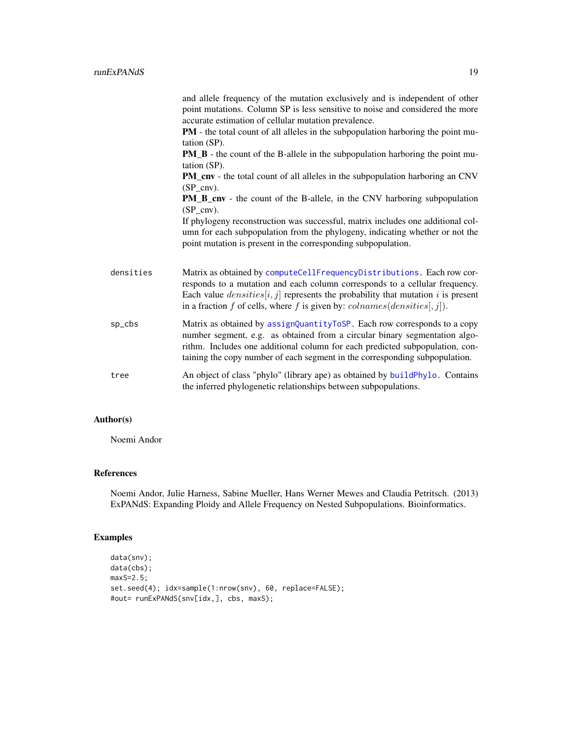and allele frequency of the mutation exclusively and is independent of other point mutations. Column SP is less sensitive to noise and considered the more accurate estimation of cellular mutation prevalence.
**PM** - the total count of all alleles in the subpopulation harboring the point mutation (SP).
**PM_B** - the count of the B-allele in the subpopulation harboring the point mutation (SP).
**PM_cnv** - the total count of all alleles in the subpopulation harboring an CNV (SP_cnv).
**PM_B_cnv** - the count of the B-allele, in the CNV harboring subpopulation (SP_cnv).
If phylogeny reconstruction was successful, matrix includes one additional column for each subpopulation from the phylogeny, indicating whether or not the point mutation is present in the corresponding subpopulation.

`densities` Matrix as obtained by `computeCellFrequencyDistributions`. Each row corresponds to a mutation and each column corresponds to a cellular frequency. Each value $densities[i, j]$ represents the probability that mutation $i$ is present in a fraction $f$ of cells, where $f$ is given by: $colnames(densities[, j])$.

`sp_cbs` Matrix as obtained by `assignQuantityToSP`. Each row corresponds to a copy number segment, e.g. as obtained from a circular binary segmentation algorithm. Includes one additional column for each predicted subpopulation, containing the copy number of each segment in the corresponding subpopulation.

`tree` An object of class "phylo" (library ape) as obtained by `buildPhylo`. Contains the inferred phylogenetic relationships between subpopulations.

## Author(s)

Noemi Andor

## References

Noemi Andor, Julie Harness, Sabine Mueller, Hans Werner Mewes and Claudia Petritsch. (2013) ExPANdS: Expanding Ploidy and Allele Frequency on Nested Subpopulations. Bioinformatics.

## Examples

```
data(snv);
data(cbs);
maxS=2.5;
set.seed(4); idx=sample(1:nrow(snv), 60, replace=FALSE);
#out= runExPANdS(snv[idx,], cbs, maxS);
```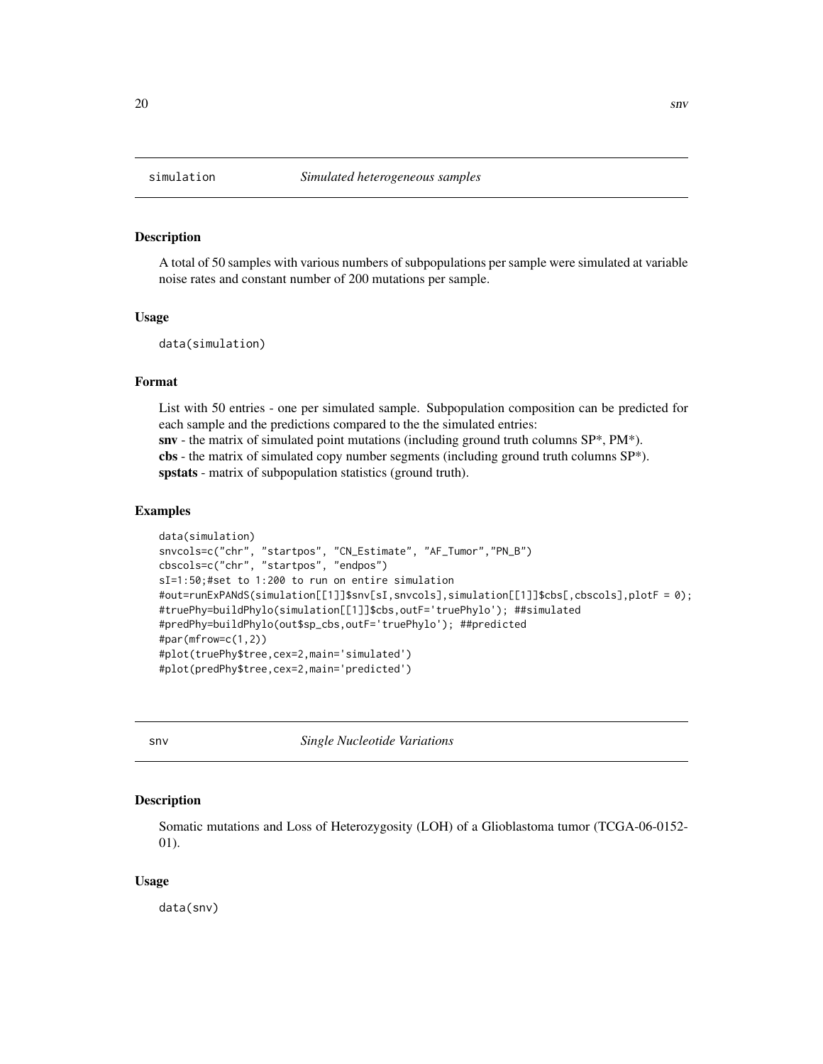## simulation *Simulated heterogeneous samples*

### Description

A total of 50 samples with various numbers of subpopulations per sample were simulated at variable noise rates and constant number of 200 mutations per sample.

### Usage

```
data(simulation)
```

### Format

List with 50 entries - one per simulated sample. Subpopulation composition can be predicted for each sample and the predictions compared to the the simulated entries:
**snv** - the matrix of simulated point mutations (including ground truth columns SP*, PM*).
**cbs** - the matrix of simulated copy number segments (including ground truth columns SP*).
**spstats** - matrix of subpopulation statistics (ground truth).

### Examples

```
data(simulation)
snvcols=c("chr", "startpos", "CN_Estimate", "AF_Tumor","PN_B")
cbscols=c("chr", "startpos", "endpos")
sI=1:50;#set to 1:200 to run on entire simulation
#out=runExPANdS(simulation[[1]]$snv[sI,snvcols],simulation[[1]]$cbs[,cbscols],plotF = 0);
#truePhy=buildPhylo(simulation[[1]]$cbs,outF='truePhylo'); ##simulated
#predPhy=buildPhylo(out$sp_cbs,outF='truePhylo'); ##predicted
#par(mfrow=c(1,2))
#plot(truePhy$tree,cex=2,main='simulated')
#plot(predPhy$tree,cex=2,main='predicted')
```

## snv *Single Nucleotide Variations*

### Description

Somatic mutations and Loss of Heterozygosity (LOH) of a Glioblastoma tumor (TCGA-06-0152-01).

### Usage

```
data(snv)
```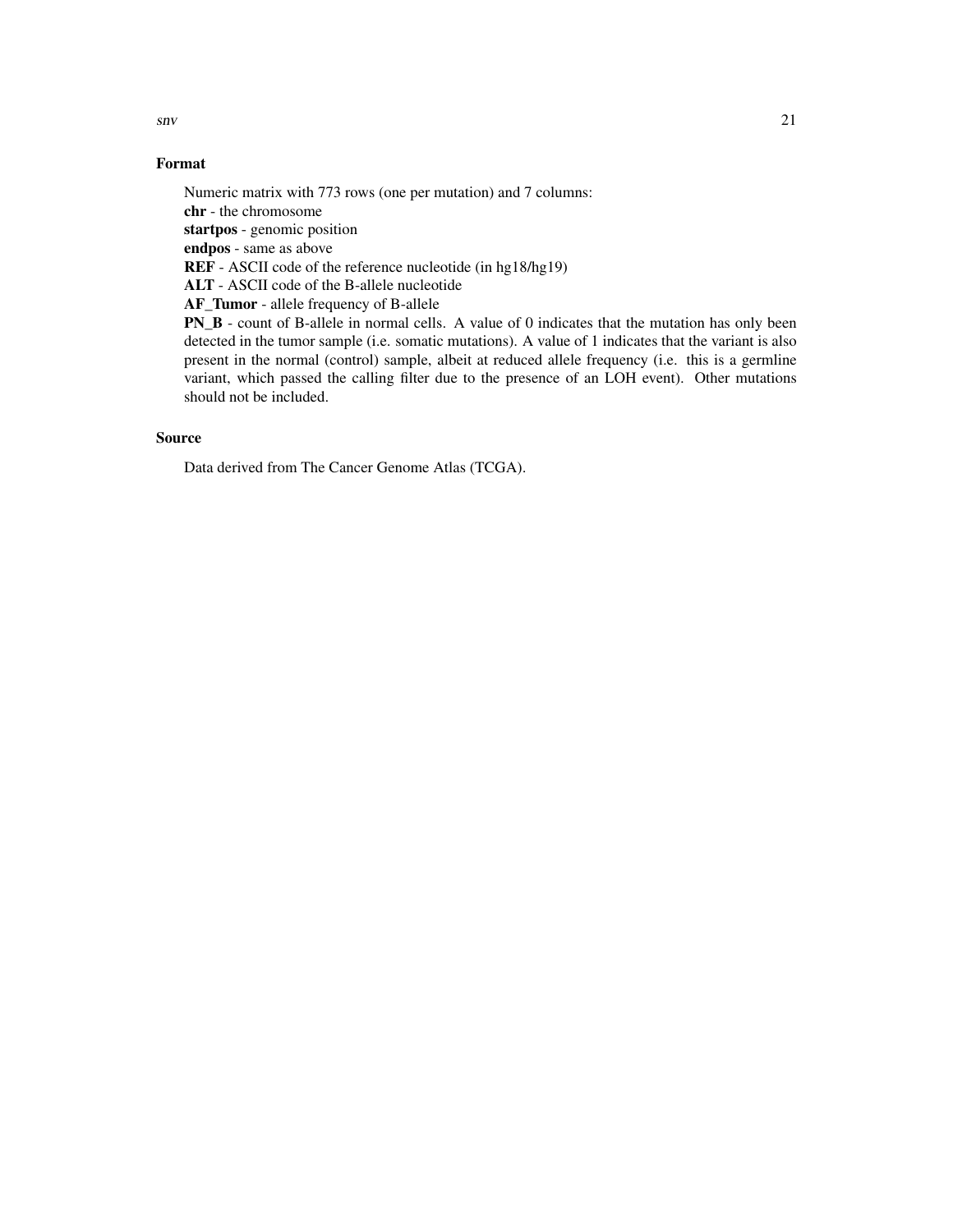### Format

Numeric matrix with 773 rows (one per mutation) and 7 columns:
**chr** - the chromosome
**startpos** - genomic position
**endpos** - same as above
**REF** - ASCII code of the reference nucleotide (in hg18/hg19)
**ALT** - ASCII code of the B-allele nucleotide
**AF_Tumor** - allele frequency of B-allele
**PN_B** - count of B-allele in normal cells. A value of 0 indicates that the mutation has only been detected in the tumor sample (i.e. somatic mutations). A value of 1 indicates that the variant is also present in the normal (control) sample, albeit at reduced allele frequency (i.e. this is a germline variant, which passed the calling filter due to the presence of an LOH event). Other mutations should not be included.

### Source

Data derived from The Cancer Genome Atlas (TCGA).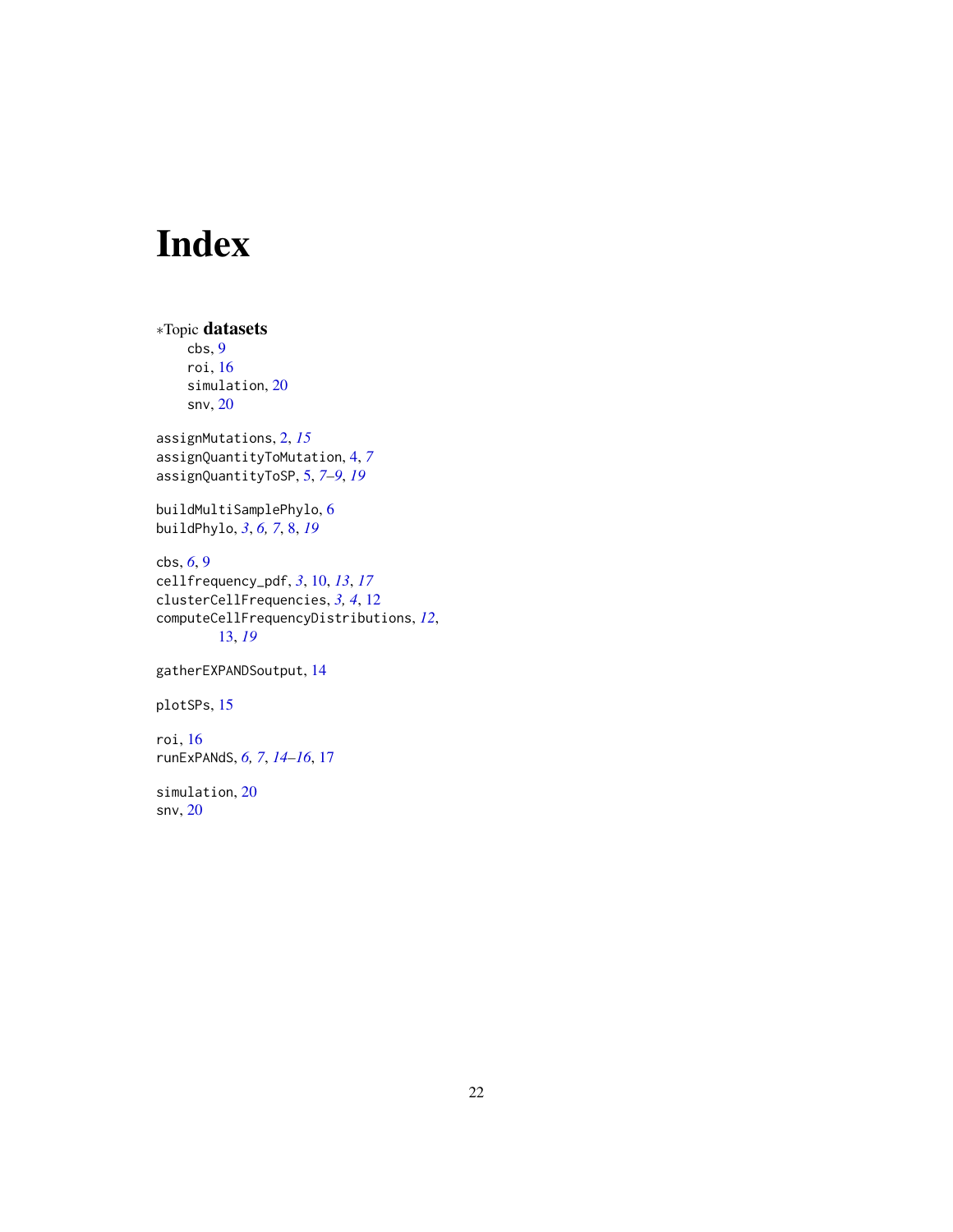# Index

∗Topic **datasets**
- cbs, 9
- roi, 16
- simulation, 20
- snv, 20

assignMutations, 2, *15*
assignQuantityToMutation, 4, *7*
assignQuantityToSP, 5, *7–9*, *19*

buildMultiSamplePhylo, 6
buildPhylo, *3*, *6*, *7*, 8, *19*

cbs, *6*, 9
cellfrequency_pdf, *3*, 10, *13*, *17*
clusterCellFrequencies, *3*, *4*, 12
computeCellFrequencyDistributions, *12*, 13, *19*

gatherEXPANDSoutput, 14

plotSPs, 15

roi, 16
runExPANdS, *6*, *7*, *14–16*, 17

simulation, 20
snv, 20